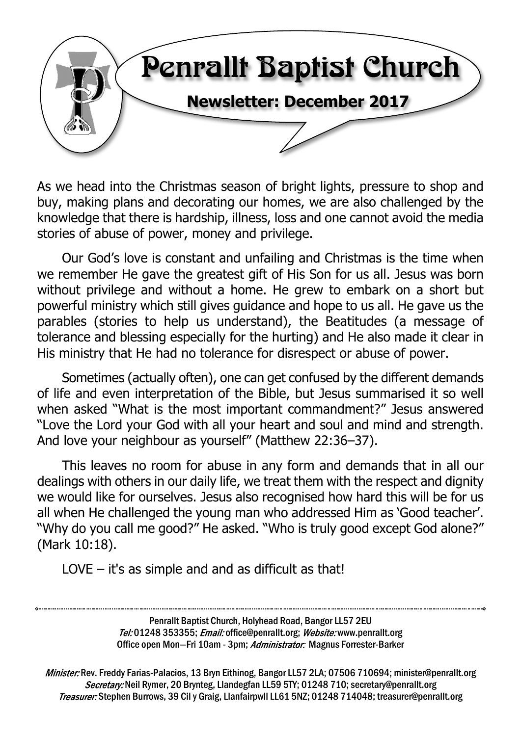# Penrallt Baptist Church

## Newsletter: December 2017

As we head into the Christmas season of bright lights, pressure to shop and buy, making plans and decorating our homes, we are also challenged by the knowledge that there is hardship, illness, loss and one cannot avoid the media stories of abuse of power, money and privilege.

Our God's love is constant and unfailing and Christmas is the time when we remember He gave the greatest gift of His Son for us all. Jesus was born without privilege and without a home. He grew to embark on a short but powerful ministry which still gives guidance and hope to us all. He gave us the parables (stories to help us understand), the Beatitudes (a message of tolerance and blessing especially for the hurting) and He also made it clear in His ministry that He had no tolerance for disrespect or abuse of power.

Sometimes (actually often), one can get confused by the different demands of life and even interpretation of the Bible, but Jesus summarised it so well when asked "What is the most important commandment?" Jesus answered "Love the Lord your God with all your heart and soul and mind and strength. And love your neighbour as yourself" (Matthew 22:36–37).

This leaves no room for abuse in any form and demands that in all our dealings with others in our daily life, we treat them with the respect and dignity we would like for ourselves. Jesus also recognised how hard this will be for us all when He challenged the young man who addressed Him as 'Good teacher'. "Why do you call me good?" He asked. "Who is truly good except God alone?" (Mark 10:18).

LOVE – it's as simple and and as difficult as that!

---

Penrallt Baptist Church, Holyhead Road, Bangor LL57 2EU
*Tel:* 01248 353355; *Email:* office@penrallt.org; *Website:* www.penrallt.org
Office open Mon—Fri 10am - 3pm; *Administrator:* Magnus Forrester-Barker

*Minister:* Rev. Freddy Farias-Palacios, 13 Bryn Eithinog, Bangor LL57 2LA; 07506 710694; minister@penrallt.org
*Secretary:* Neil Rymer, 20 Brynteg, Llandegfan LL59 5TY; 01248 710; secretary@penrallt.org
*Treasurer:* Stephen Burrows, 39 Cil y Graig, Llanfairpwll LL61 5NZ; 01248 714048; treasurer@penrallt.org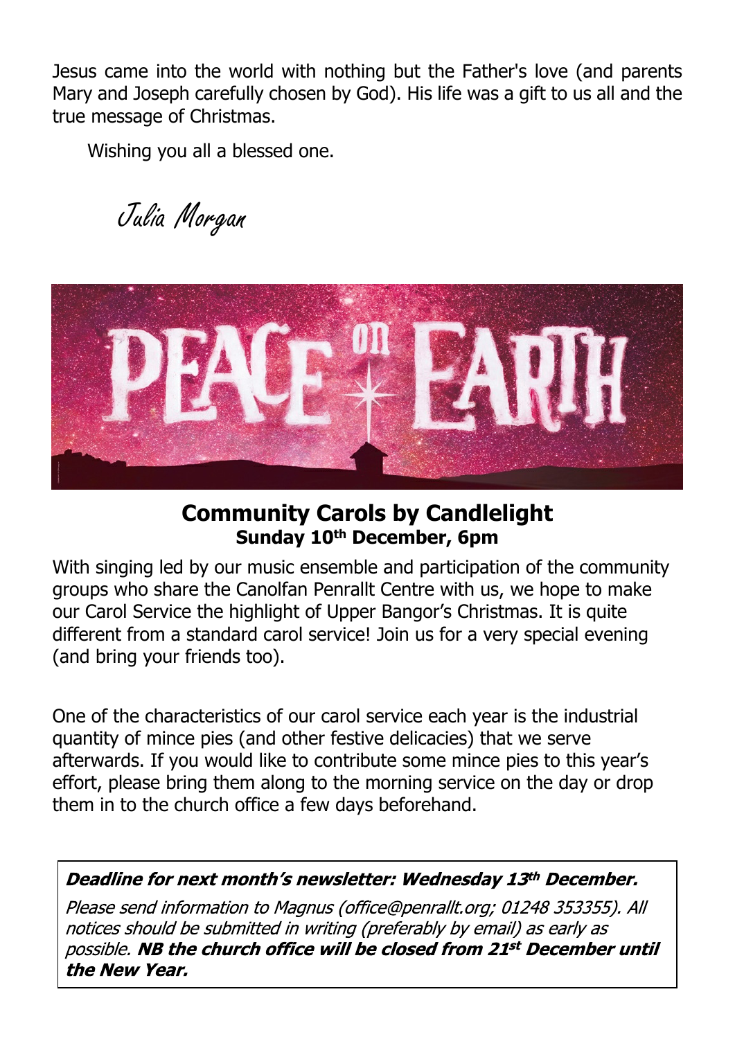Jesus came into the world with nothing but the Father's love (and parents Mary and Joseph carefully chosen by God). His life was a gift to us all and the true message of Christmas.

Wishing you all a blessed one.

*Julia Morgan*

## Community Carols by Candlelight

**Sunday 10th December, 6pm**

With singing led by our music ensemble and participation of the community groups who share the Canolfan Penrallt Centre with us, we hope to make our Carol Service the highlight of Upper Bangor's Christmas. It is quite different from a standard carol service! Join us for a very special evening (and bring your friends too).

One of the characteristics of our carol service each year is the industrial quantity of mince pies (and other festive delicacies) that we serve afterwards. If you would like to contribute some mince pies to this year's effort, please bring them along to the morning service on the day or drop them in to the church office a few days beforehand.

***Deadline for next month's newsletter: Wednesday 13th December.***

*Please send information to Magnus (office@penrallt.org; 01248 353355). All notices should be submitted in writing (preferably by email) as early as possible.* ***NB the church office will be closed from 21st December until the New Year.***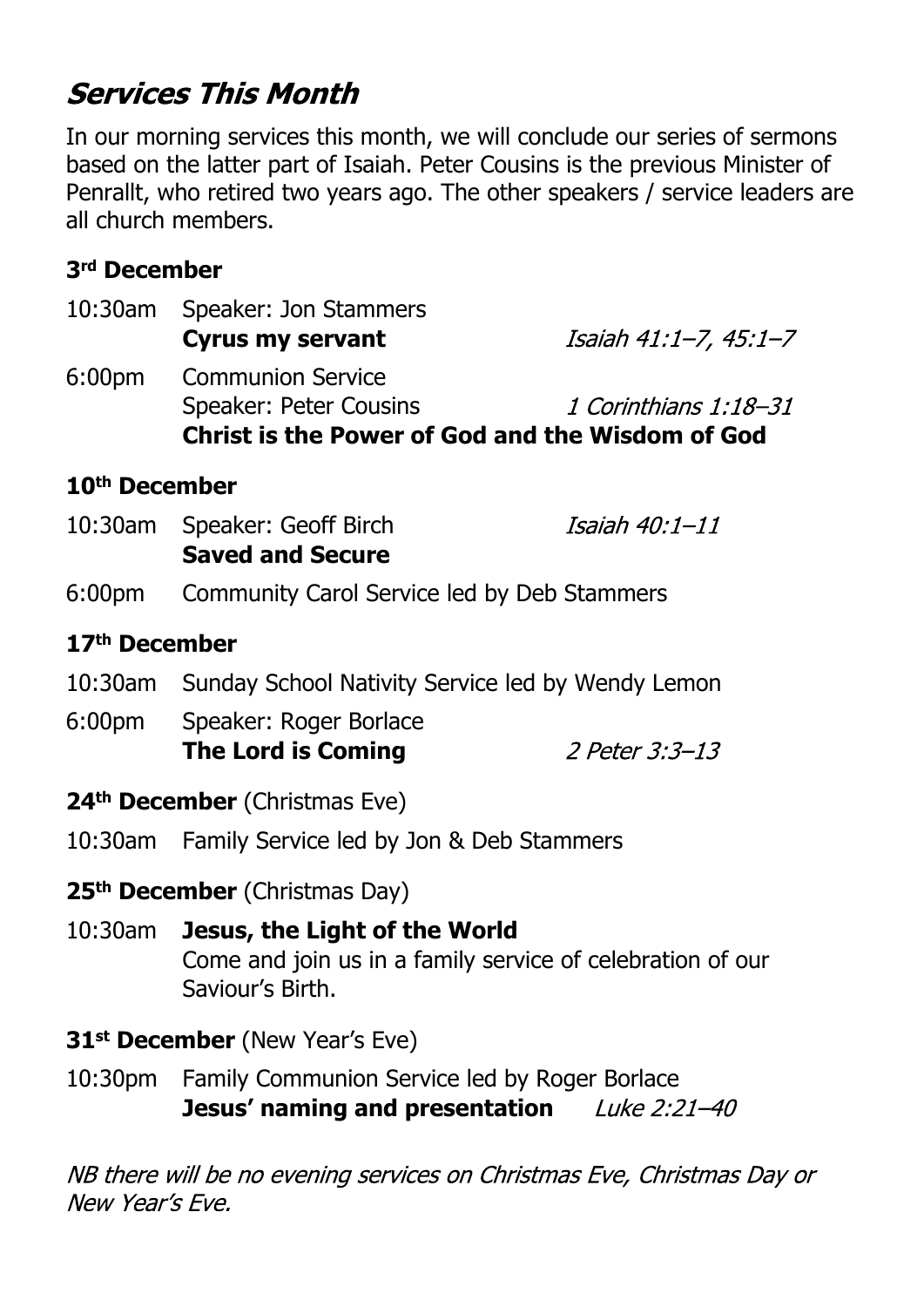## *Services This Month*

In our morning services this month, we will conclude our series of sermons based on the latter part of Isaiah. Peter Cousins is the previous Minister of Penrallt, who retired two years ago. The other speakers / service leaders are all church members.

### 3rd December

10:30am Speaker: Jon Stammers
**Cyrus my servant** *Isaiah 41:1–7, 45:1–7*

6:00pm Communion Service
Speaker: Peter Cousins *1 Corinthians 1:18–31*
**Christ is the Power of God and the Wisdom of God**

### 10th December

10:30am Speaker: Geoff Birch *Isaiah 40:1–11*
**Saved and Secure**

6:00pm Community Carol Service led by Deb Stammers

### 17th December

10:30am Sunday School Nativity Service led by Wendy Lemon

6:00pm Speaker: Roger Borlace
**The Lord is Coming** *2 Peter 3:3–13*

### 24th December (Christmas Eve)

10:30am Family Service led by Jon & Deb Stammers

### 25th December (Christmas Day)

10:30am **Jesus, the Light of the World**
Come and join us in a family service of celebration of our Saviour's Birth.

### 31st December (New Year's Eve)

10:30pm Family Communion Service led by Roger Borlace
**Jesus' naming and presentation** *Luke 2:21–40*

*NB there will be no evening services on Christmas Eve, Christmas Day or New Year's Eve.*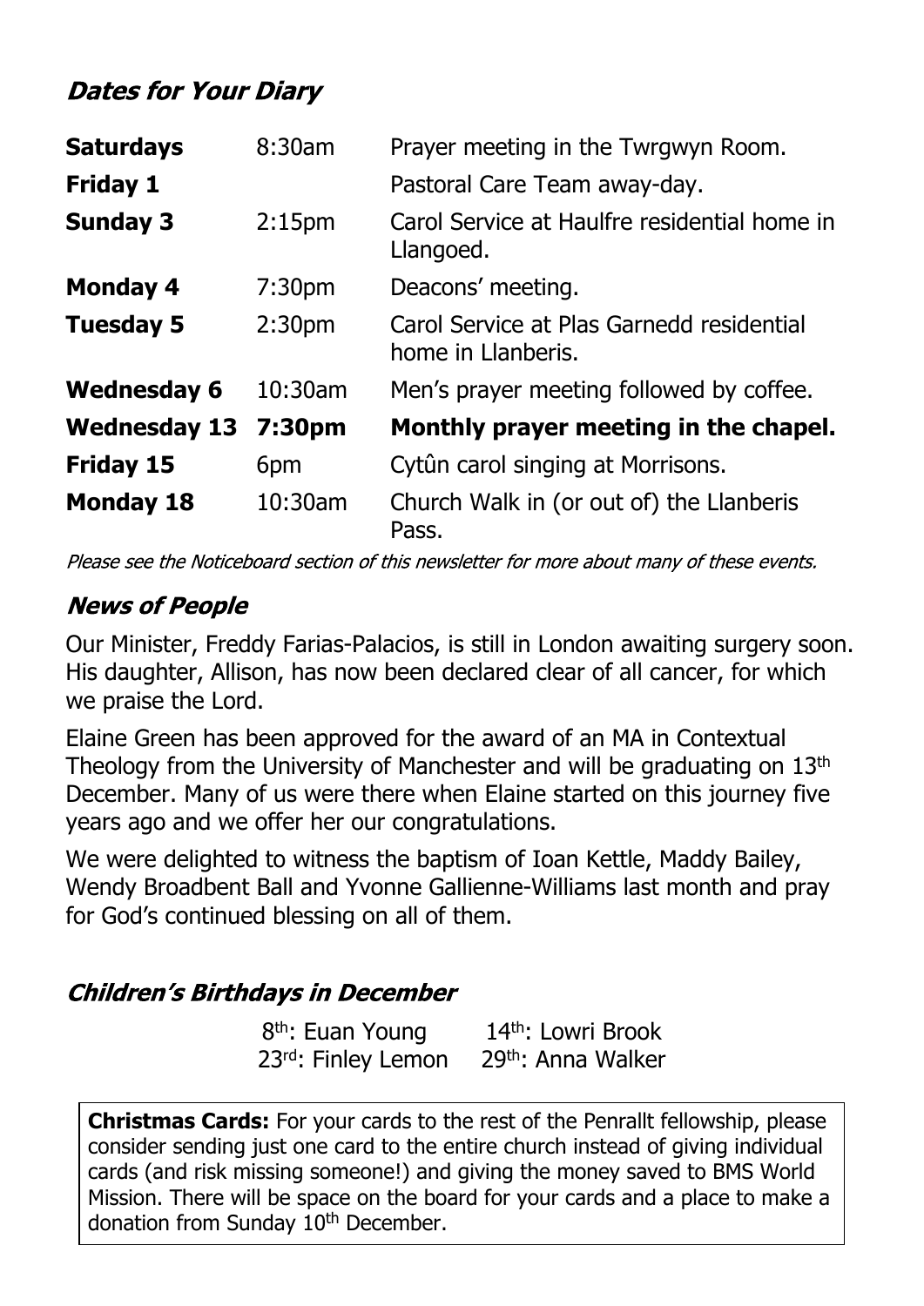## *Dates for Your Diary*

| | | |
|---|---|---|
| **Saturdays** | 8:30am | Prayer meeting in the Twrgwyn Room. |
| **Friday 1** | | Pastoral Care Team away-day. |
| **Sunday 3** | 2:15pm | Carol Service at Haulfre residential home in Llangoed. |
| **Monday 4** | 7:30pm | Deacons' meeting. |
| **Tuesday 5** | 2:30pm | Carol Service at Plas Garnedd residential home in Llanberis. |
| **Wednesday 6** | 10:30am | Men's prayer meeting followed by coffee. |
| **Wednesday 13** | **7:30pm** | **Monthly prayer meeting in the chapel.** |
| **Friday 15** | 6pm | Cytûn carol singing at Morrisons. |
| **Monday 18** | 10:30am | Church Walk in (or out of) the Llanberis Pass. |

*Please see the Noticeboard section of this newsletter for more about many of these events.*

## *News of People*

Our Minister, Freddy Farias-Palacios, is still in London awaiting surgery soon. His daughter, Allison, has now been declared clear of all cancer, for which we praise the Lord.

Elaine Green has been approved for the award of an MA in Contextual Theology from the University of Manchester and will be graduating on 13th December. Many of us were there when Elaine started on this journey five years ago and we offer her our congratulations.

We were delighted to witness the baptism of Ioan Kettle, Maddy Bailey, Wendy Broadbent Ball and Yvonne Gallienne-Williams last month and pray for God's continued blessing on all of them.

## *Children's Birthdays in December*

8th: Euan Young
14th: Lowri Brook
23rd: Finley Lemon
29th: Anna Walker

**Christmas Cards:** For your cards to the rest of the Penrallt fellowship, please consider sending just one card to the entire church instead of giving individual cards (and risk missing someone!) and giving the money saved to BMS World Mission. There will be space on the board for your cards and a place to make a donation from Sunday 10th December.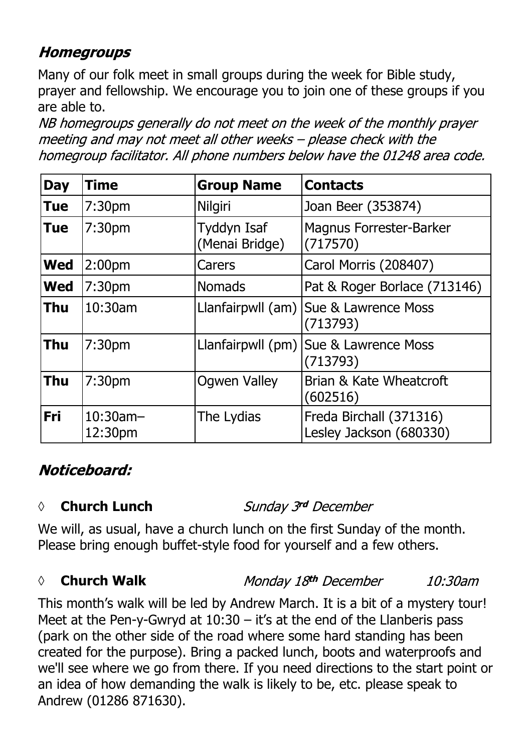## *Homegroups*

Many of our folk meet in small groups during the week for Bible study, prayer and fellowship. We encourage you to join one of these groups if you are able to.

*NB homegroups generally do not meet on the week of the monthly prayer meeting and may not meet all other weeks – please check with the homegroup facilitator. All phone numbers below have the 01248 area code.*

| Day | Time | Group Name | Contacts |
|---|---|---|---|
| **Tue** | 7:30pm | Nilgiri | Joan Beer (353874) |
| **Tue** | 7:30pm | Tyddyn Isaf (Menai Bridge) | Magnus Forrester-Barker (717570) |
| **Wed** | 2:00pm | Carers | Carol Morris (208407) |
| **Wed** | 7:30pm | Nomads | Pat & Roger Borlace (713146) |
| **Thu** | 10:30am | Llanfairpwll (am) | Sue & Lawrence Moss (713793) |
| **Thu** | 7:30pm | Llanfairpwll (pm) | Sue & Lawrence Moss (713793) |
| **Thu** | 7:30pm | Ogwen Valley | Brian & Kate Wheatcroft (602516) |
| **Fri** | 10:30am–12:30pm | The Lydias | Freda Birchall (371316) Lesley Jackson (680330) |

## *Noticeboard:*

◊ **Church Lunch** *Sunday 3rd December*

We will, as usual, have a church lunch on the first Sunday of the month. Please bring enough buffet-style food for yourself and a few others.

◊ **Church Walk** *Monday 18th December* *10:30am*

This month's walk will be led by Andrew March. It is a bit of a mystery tour! Meet at the Pen-y-Gwryd at 10:30 – it's at the end of the Llanberis pass (park on the other side of the road where some hard standing has been created for the purpose). Bring a packed lunch, boots and waterproofs and we'll see where we go from there. If you need directions to the start point or an idea of how demanding the walk is likely to be, etc. please speak to Andrew (01286 871630).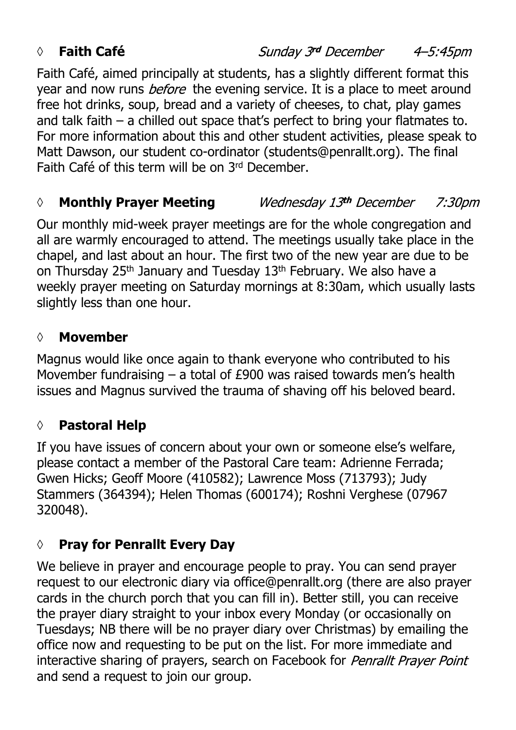◊ **Faith Café** *Sunday 3rd December* *4–5:45pm*

Faith Café, aimed principally at students, has a slightly different format this year and now runs *before* the evening service. It is a place to meet around free hot drinks, soup, bread and a variety of cheeses, to chat, play games and talk faith – a chilled out space that's perfect to bring your flatmates to. For more information about this and other student activities, please speak to Matt Dawson, our student co-ordinator (students@penrallt.org). The final Faith Café of this term will be on 3rd December.

◊ **Monthly Prayer Meeting** *Wednesday 13th December* *7:30pm*

Our monthly mid-week prayer meetings are for the whole congregation and all are warmly encouraged to attend. The meetings usually take place in the chapel, and last about an hour. The first two of the new year are due to be on Thursday 25th January and Tuesday 13th February. We also have a weekly prayer meeting on Saturday mornings at 8:30am, which usually lasts slightly less than one hour.

◊ **Movember**

Magnus would like once again to thank everyone who contributed to his Movember fundraising – a total of £900 was raised towards men's health issues and Magnus survived the trauma of shaving off his beloved beard.

◊ **Pastoral Help**

If you have issues of concern about your own or someone else's welfare, please contact a member of the Pastoral Care team: Adrienne Ferrada; Gwen Hicks; Geoff Moore (410582); Lawrence Moss (713793); Judy Stammers (364394); Helen Thomas (600174); Roshni Verghese (07967 320048).

◊ **Pray for Penrallt Every Day**

We believe in prayer and encourage people to pray. You can send prayer request to our electronic diary via office@penrallt.org (there are also prayer cards in the church porch that you can fill in). Better still, you can receive the prayer diary straight to your inbox every Monday (or occasionally on Tuesdays; NB there will be no prayer diary over Christmas) by emailing the office now and requesting to be put on the list. For more immediate and interactive sharing of prayers, search on Facebook for *Penrallt Prayer Point* and send a request to join our group.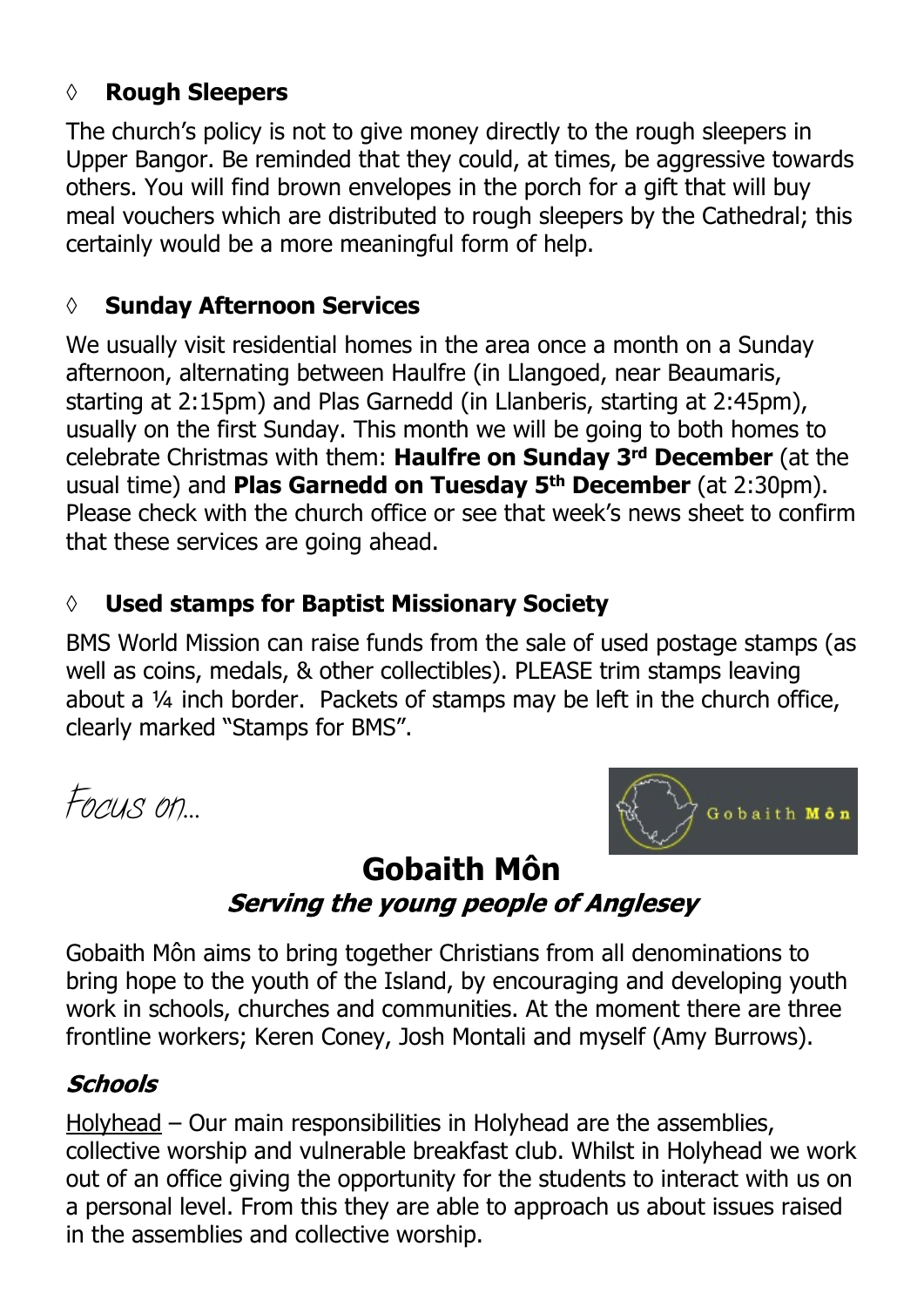### ◊ Rough Sleepers

The church's policy is not to give money directly to the rough sleepers in Upper Bangor. Be reminded that they could, at times, be aggressive towards others. You will find brown envelopes in the porch for a gift that will buy meal vouchers which are distributed to rough sleepers by the Cathedral; this certainly would be a more meaningful form of help.

### ◊ Sunday Afternoon Services

We usually visit residential homes in the area once a month on a Sunday afternoon, alternating between Haulfre (in Llangoed, near Beaumaris, starting at 2:15pm) and Plas Garnedd (in Llanberis, starting at 2:45pm), usually on the first Sunday. This month we will be going to both homes to celebrate Christmas with them: **Haulfre on Sunday 3rd December** (at the usual time) and **Plas Garnedd on Tuesday 5th December** (at 2:30pm). Please check with the church office or see that week's news sheet to confirm that these services are going ahead.

### ◊ Used stamps for Baptist Missionary Society

BMS World Mission can raise funds from the sale of used postage stamps (as well as coins, medals, & other collectibles). PLEASE trim stamps leaving about a ¼ inch border. Packets of stamps may be left in the church office, clearly marked "Stamps for BMS".

Focus on…

## Gobaith Môn

***Serving the young people of Anglesey***

Gobaith Môn aims to bring together Christians from all denominations to bring hope to the youth of the Island, by encouraging and developing youth work in schools, churches and communities. At the moment there are three frontline workers; Keren Coney, Josh Montali and myself (Amy Burrows).

### *Schools*

<u>Holyhead</u> – Our main responsibilities in Holyhead are the assemblies, collective worship and vulnerable breakfast club. Whilst in Holyhead we work out of an office giving the opportunity for the students to interact with us on a personal level. From this they are able to approach us about issues raised in the assemblies and collective worship.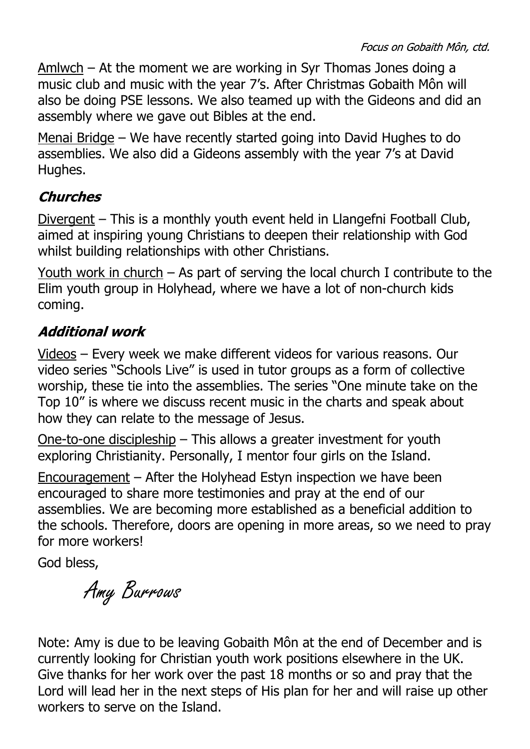*Focus on Gobaith Môn, ctd.*

Amlwch – At the moment we are working in Syr Thomas Jones doing a music club and music with the year 7's. After Christmas Gobaith Môn will also be doing PSE lessons. We also teamed up with the Gideons and did an assembly where we gave out Bibles at the end.

Menai Bridge – We have recently started going into David Hughes to do assemblies. We also did a Gideons assembly with the year 7's at David Hughes.

### *Churches*

Divergent – This is a monthly youth event held in Llangefni Football Club, aimed at inspiring young Christians to deepen their relationship with God whilst building relationships with other Christians.

Youth work in church – As part of serving the local church I contribute to the Elim youth group in Holyhead, where we have a lot of non-church kids coming.

### *Additional work*

Videos – Every week we make different videos for various reasons. Our video series "Schools Live" is used in tutor groups as a form of collective worship, these tie into the assemblies. The series "One minute take on the Top 10" is where we discuss recent music in the charts and speak about how they can relate to the message of Jesus.

One-to-one discipleship – This allows a greater investment for youth exploring Christianity. Personally, I mentor four girls on the Island.

Encouragement – After the Holyhead Estyn inspection we have been encouraged to share more testimonies and pray at the end of our assemblies. We are becoming more established as a beneficial addition to the schools. Therefore, doors are opening in more areas, so we need to pray for more workers!

God bless,

*Amy Burrows*

Note: Amy is due to be leaving Gobaith Môn at the end of December and is currently looking for Christian youth work positions elsewhere in the UK. Give thanks for her work over the past 18 months or so and pray that the Lord will lead her in the next steps of His plan for her and will raise up other workers to serve on the Island.